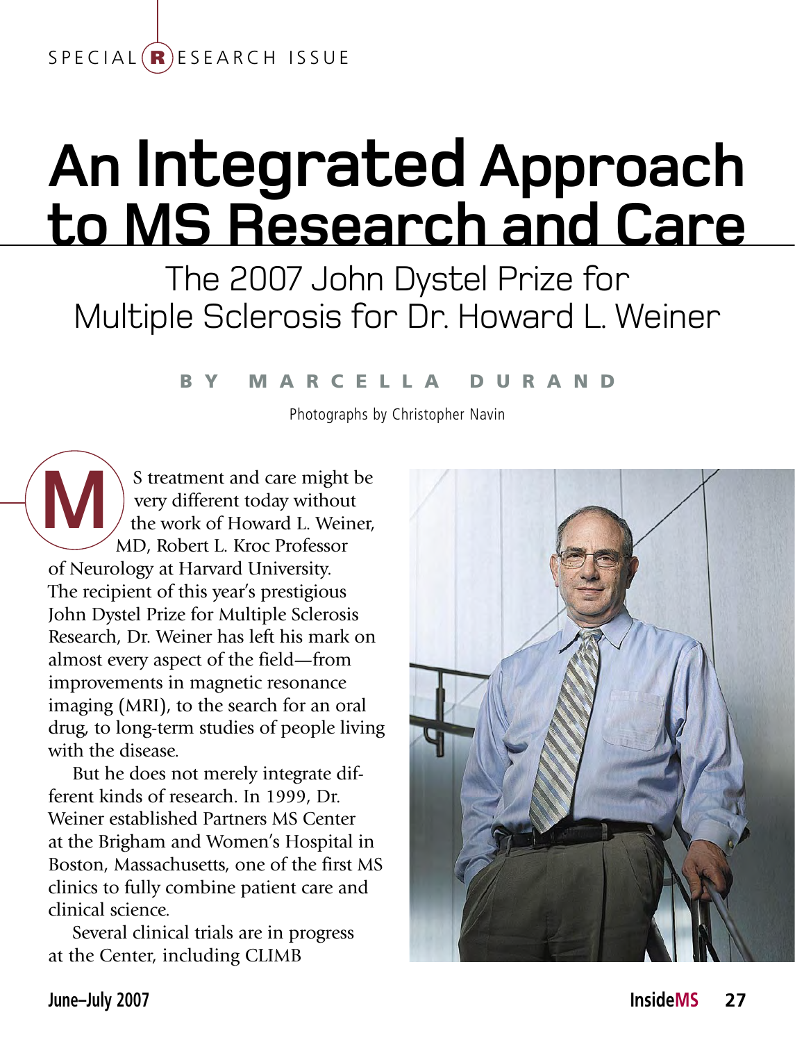SPECIAL RESEARCH ISSUE

# An Integrated Approach to MS Research and Care

## The 2007 John Dystel Prize for Multiple Sclerosis for Dr. Howard L. Weiner

BY MARCELLA DURAND

Photographs by Christopher Navin

MS treatment and care might be very different today without the work of Howard L. Weiner, MD, Robert L. Kroc Professor of Neurology at Harvard University. The recipient of this year's prestigious John Dystel Prize for Multiple Sclerosis Research, Dr. Weiner has left his mark on almost every aspect of the field—from improvements in magnetic resonance imaging (MRI), to the search for an oral drug, to long-term studies of people living with the disease.

But he does not merely integrate different kinds of research. In 1999, Dr. Weiner established Partners MS Center at the Brigham and Women's Hospital in Boston, Massachusetts, one of the first MS clinics to fully combine patient care and clinical science.

Several clinical trials are in progress at the Center, including CLIMB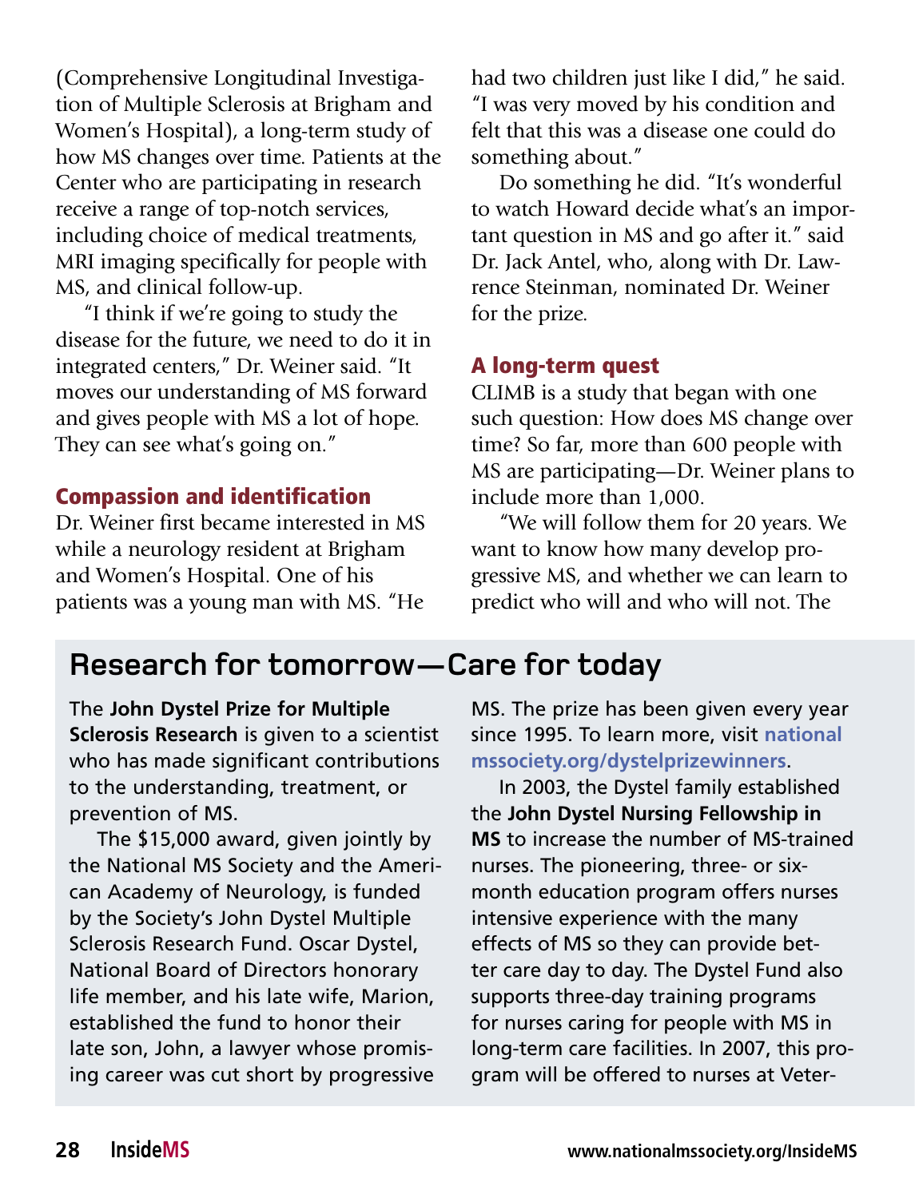(Comprehensive Longitudinal Investigation of Multiple Sclerosis at Brigham and Women's Hospital), a long-term study of how MS changes over time. Patients at the Center who are participating in research receive a range of top-notch services, including choice of medical treatments, MRI imaging specifically for people with MS, and clinical follow-up.

"I think if we're going to study the disease for the future, we need to do it in integrated centers," Dr. Weiner said. "It moves our understanding of MS forward and gives people with MS a lot of hope. They can see what's going on."

### Compassion and identification

Dr. Weiner first became interested in MS while a neurology resident at Brigham and Women's Hospital. One of his patients was a young man with MS. "He had two children just like I did," he said. "I was very moved by his condition and felt that this was a disease one could do something about."

Do something he did. "It's wonderful to watch Howard decide what's an important question in MS and go after it." said Dr. Jack Antel, who, along with Dr. Lawrence Steinman, nominated Dr. Weiner for the prize.

### A long-term quest

CLIMB is a study that began with one such question: How does MS change over time? So far, more than 600 people with MS are participating—Dr. Weiner plans to include more than 1,000.

"We will follow them for 20 years. We want to know how many develop progressive MS, and whether we can learn to predict who will and who will not. The

## Research for tomorrow—Care for today

The **John Dystel Prize for Multiple Sclerosis Research** is given to a scientist who has made significant contributions to the understanding, treatment, or prevention of MS.

The $15,000 award, given jointly by the National MS Society and the American Academy of Neurology, is funded by the Society's John Dystel Multiple Sclerosis Research Fund. Oscar Dystel, National Board of Directors honorary life member, and his late wife, Marion, established the fund to honor their late son, John, a lawyer whose promising career was cut short by progressive MS. The prize has been given every year since 1995. To learn more, visit **nationalmssociety.org/dystelprizewinners**.

In 2003, the Dystel family established the **John Dystel Nursing Fellowship in MS** to increase the number of MS-trained nurses. The pioneering, three- or six-month education program offers nurses intensive experience with the many effects of MS so they can provide better care day to day. The Dystel Fund also supports three-day training programs for nurses caring for people with MS in long-term care facilities. In 2007, this program will be offered to nurses at Veter-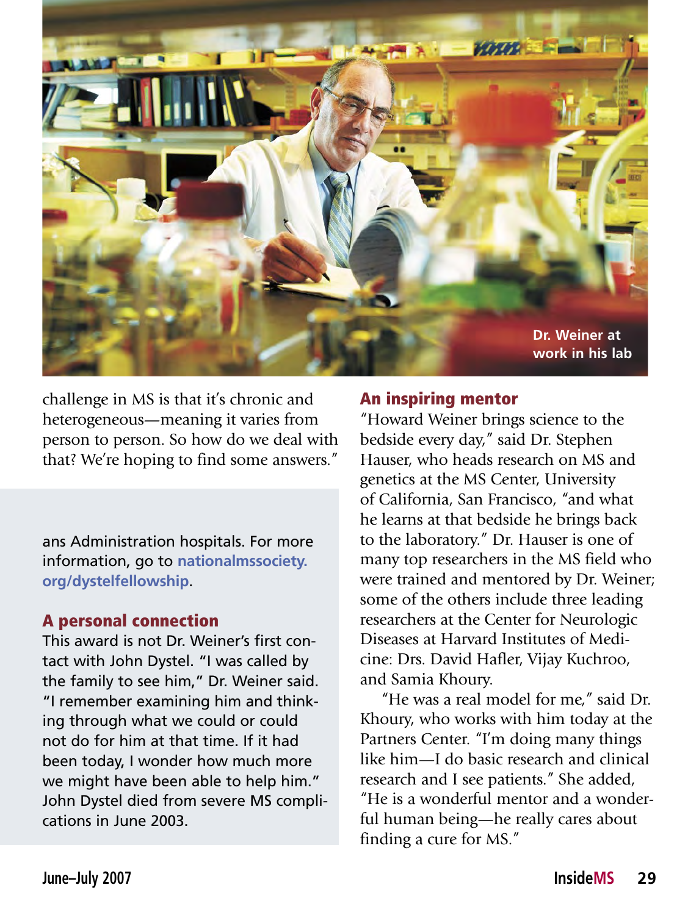Dr. Weiner at work in his lab

challenge in MS is that it's chronic and heterogeneous—meaning it varies from person to person. So how do we deal with that? We're hoping to find some answers."

ans Administration hospitals. For more information, go to **nationalmssociety.org/dystelfellowship**.

### A personal connection

This award is not Dr. Weiner's first contact with John Dystel. "I was called by the family to see him," Dr. Weiner said. "I remember examining him and thinking through what we could or could not do for him at that time. If it had been today, I wonder how much more we might have been able to help him." John Dystel died from severe MS complications in June 2003.

### An inspiring mentor

"Howard Weiner brings science to the bedside every day," said Dr. Stephen Hauser, who heads research on MS and genetics at the MS Center, University of California, San Francisco, "and what he learns at that bedside he brings back to the laboratory." Dr. Hauser is one of many top researchers in the MS field who were trained and mentored by Dr. Weiner; some of the others include three leading researchers at the Center for Neurologic Diseases at Harvard Institutes of Medicine: Drs. David Hafler, Vijay Kuchroo, and Samia Khoury.

"He was a real model for me," said Dr. Khoury, who works with him today at the Partners Center. "I'm doing many things like him—I do basic research and clinical research and I see patients." She added, "He is a wonderful mentor and a wonderful human being—he really cares about finding a cure for MS."